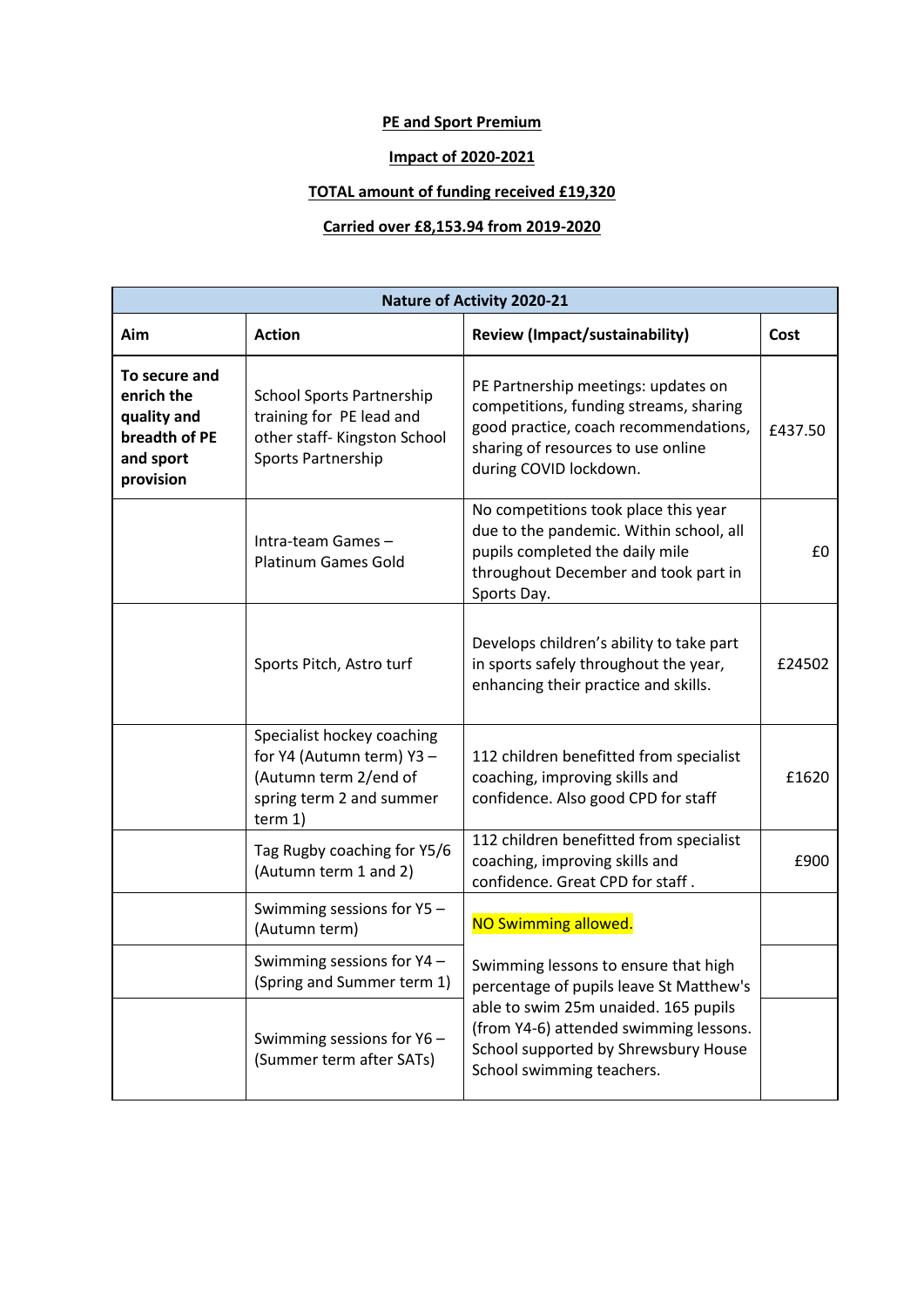**PE and Sport Premium**

**Impact of 2020-2021**

**TOTAL amount of funding received £19,320**

**Carried over £8,153.94 from 2019-2020**

| Nature of Activity 2020-21 | | | |
|---|---|---|---|
| **Aim** | **Action** | **Review (Impact/sustainability)** | **Cost** |
| **To secure and enrich the quality and breadth of PE and sport provision** | School Sports Partnership training for PE lead and other staff- Kingston School Sports Partnership | PE Partnership meetings: updates on competitions, funding streams, sharing good practice, coach recommendations, sharing of resources to use online during COVID lockdown. | £437.50 |
| | Intra-team Games – Platinum Games Gold | No competitions took place this year due to the pandemic. Within school, all pupils completed the daily mile throughout December and took part in Sports Day. | £0 |
| | Sports Pitch, Astro turf | Develops children's ability to take part in sports safely throughout the year, enhancing their practice and skills. | £24502 |
| | Specialist hockey coaching for Y4 (Autumn term) Y3 – (Autumn term 2/end of spring term 2 and summer term 1) | 112 children benefitted from specialist coaching, improving skills and confidence. Also good CPD for staff | £1620 |
| | Tag Rugby coaching for Y5/6 (Autumn term 1 and 2) | 112 children benefitted from specialist coaching, improving skills and confidence. Great CPD for staff . | £900 |
| | Swimming sessions for Y5 – (Autumn term) | NO Swimming allowed. | |
| | Swimming sessions for Y4 – (Spring and Summer term 1) | Swimming lessons to ensure that high percentage of pupils leave St Matthew's able to swim 25m unaided. 165 pupils (from Y4-6) attended swimming lessons. School supported by Shrewsbury House School swimming teachers. | |
| | Swimming sessions for Y6 – (Summer term after SATs) | | |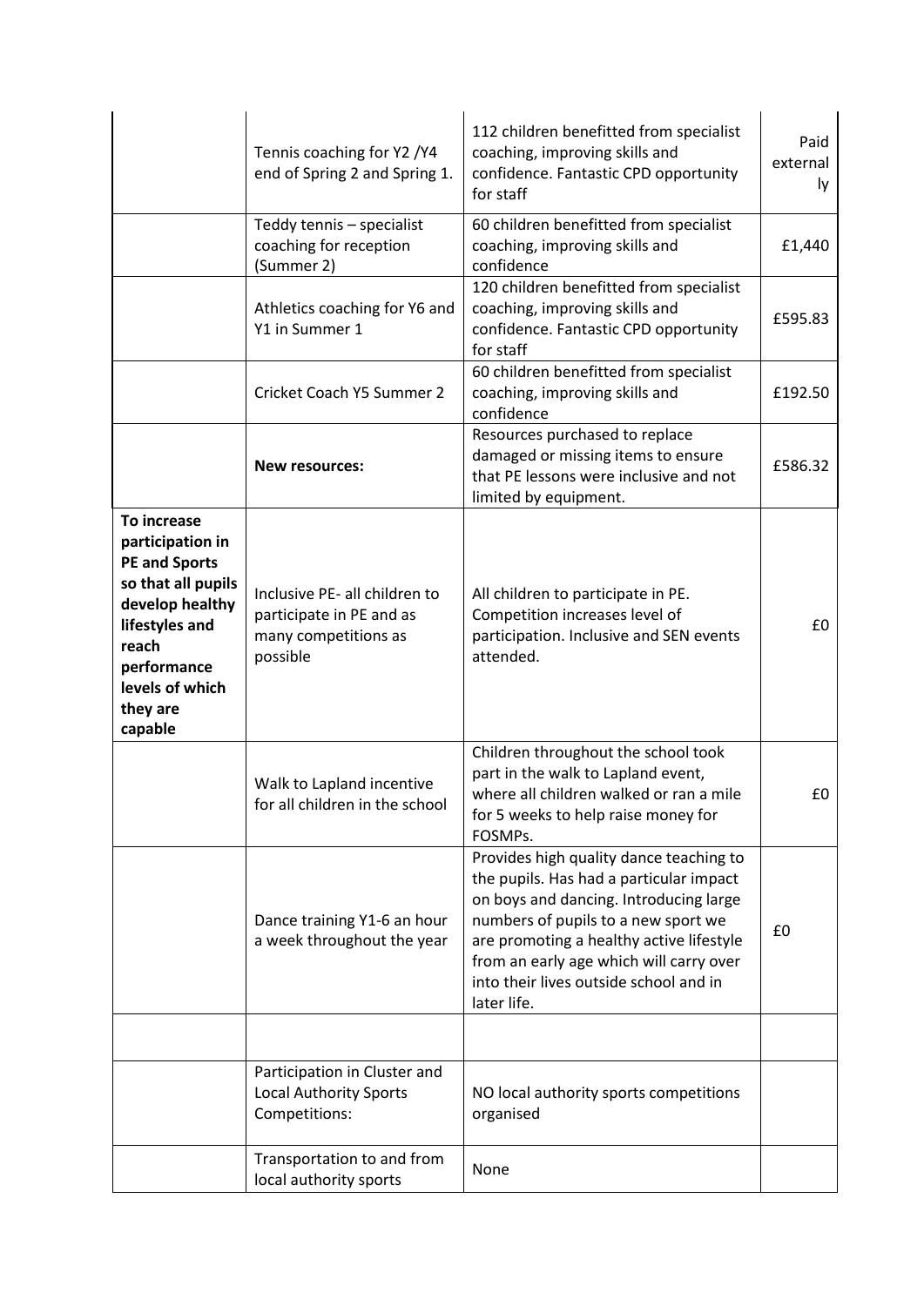| | | | |
|---|---|---|---|
| | Tennis coaching for Y2 /Y4 end of Spring 2 and Spring 1. | 112 children benefitted from specialist coaching, improving skills and confidence. Fantastic CPD opportunity for staff | Paid externally |
| | Teddy tennis – specialist coaching for reception (Summer 2) | 60 children benefitted from specialist coaching, improving skills and confidence | £1,440 |
| | Athletics coaching for Y6 and Y1 in Summer 1 | 120 children benefitted from specialist coaching, improving skills and confidence. Fantastic CPD opportunity for staff | £595.83 |
| | Cricket Coach Y5 Summer 2 | 60 children benefitted from specialist coaching, improving skills and confidence | £192.50 |
| | **New resources:** | Resources purchased to replace damaged or missing items to ensure that PE lessons were inclusive and not limited by equipment. | £586.32 |
| **To increase participation in PE and Sports so that all pupils develop healthy lifestyles and reach performance levels of which they are capable** | Inclusive PE- all children to participate in PE and as many competitions as possible | All children to participate in PE. Competition increases level of participation. Inclusive and SEN events attended. | £0 |
| | Walk to Lapland incentive for all children in the school | Children throughout the school took part in the walk to Lapland event, where all children walked or ran a mile for 5 weeks to help raise money for FOSMPs. | £0 |
| | Dance training Y1-6 an hour a week throughout the year | Provides high quality dance teaching to the pupils. Has had a particular impact on boys and dancing. Introducing large numbers of pupils to a new sport we are promoting a healthy active lifestyle from an early age which will carry over into their lives outside school and in later life. | £0 |
| | | | |
| | Participation in Cluster and Local Authority Sports Competitions: | NO local authority sports competitions organised | |
| | Transportation to and from local authority sports | None | |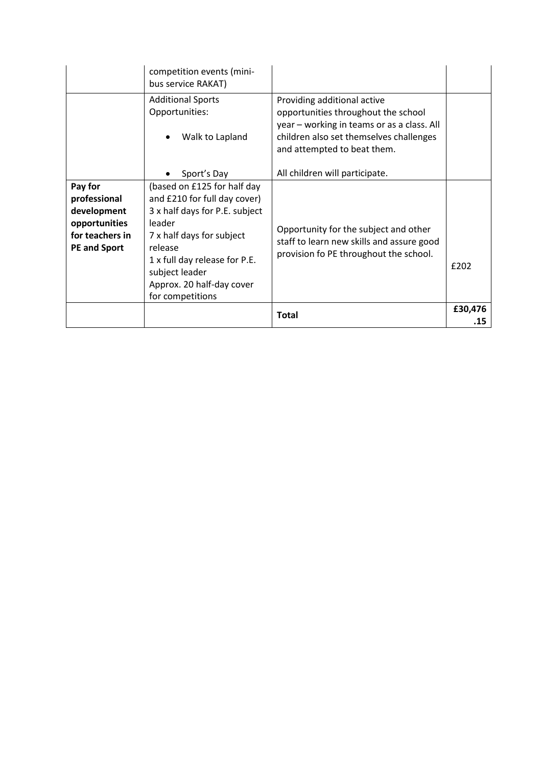| | | | |
|---|---|---|---|
| | competition events (mini-bus service RAKAT) | | |
| | Additional Sports Opportunities:<br>• Walk to Lapland<br><br>• Sport's Day | Providing additional active opportunities throughout the school year – working in teams or as a class. All children also set themselves challenges and attempted to beat them.<br><br>All children will participate. | |
| **Pay for professional development opportunities for teachers in PE and Sport** | (based on £125 for half day and £210 for full day cover)<br>3 x half days for P.E. subject leader<br>7 x half days for subject release<br>1 x full day release for P.E. subject leader<br>Approx. 20 half-day cover for competitions | Opportunity for the subject and other staff to learn new skills and assure good provision fo PE throughout the school. | £202 |
| | | **Total** | **£30,476.15** |